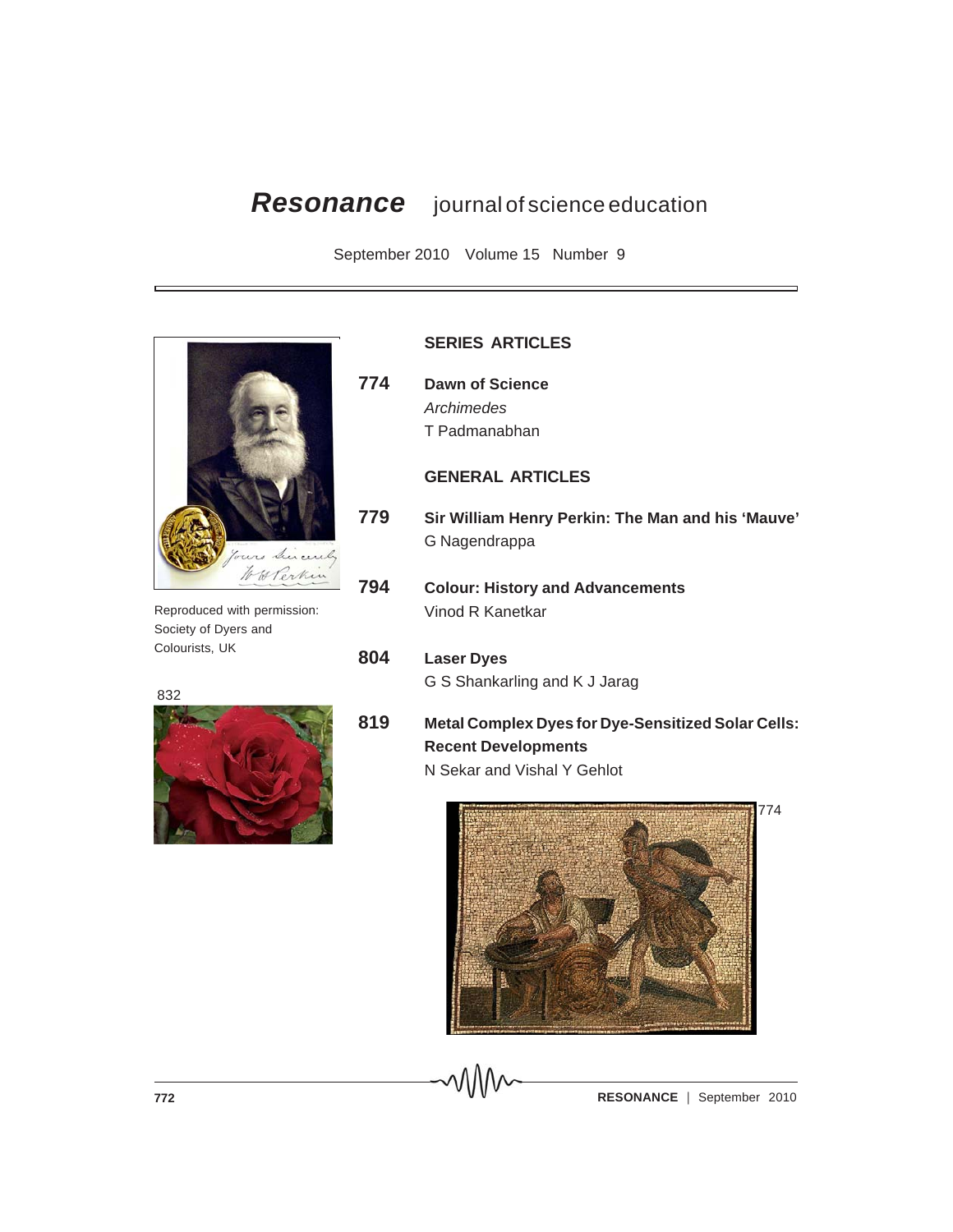# *Resonance* journal of science education

September 2010 Volume 15 Number 9

Reproduced with permission: Society of Dyers and Colourists, UK

832

## SERIES ARTICLES

**774** **Dawn of Science**
*Archimedes*
T Padmanabhan

## GENERAL ARTICLES

**779** **Sir William Henry Perkin: The Man and his 'Mauve'**
G Nagendrappa

**794** **Colour: History and Advancements**
Vinod R Kanetkar

**804** **Laser Dyes**
G S Shankarling and K J Jarag

**819** **Metal Complex Dyes for Dye-Sensitized Solar Cells: Recent Developments**
N Sekar and Vishal Y Gehlot

774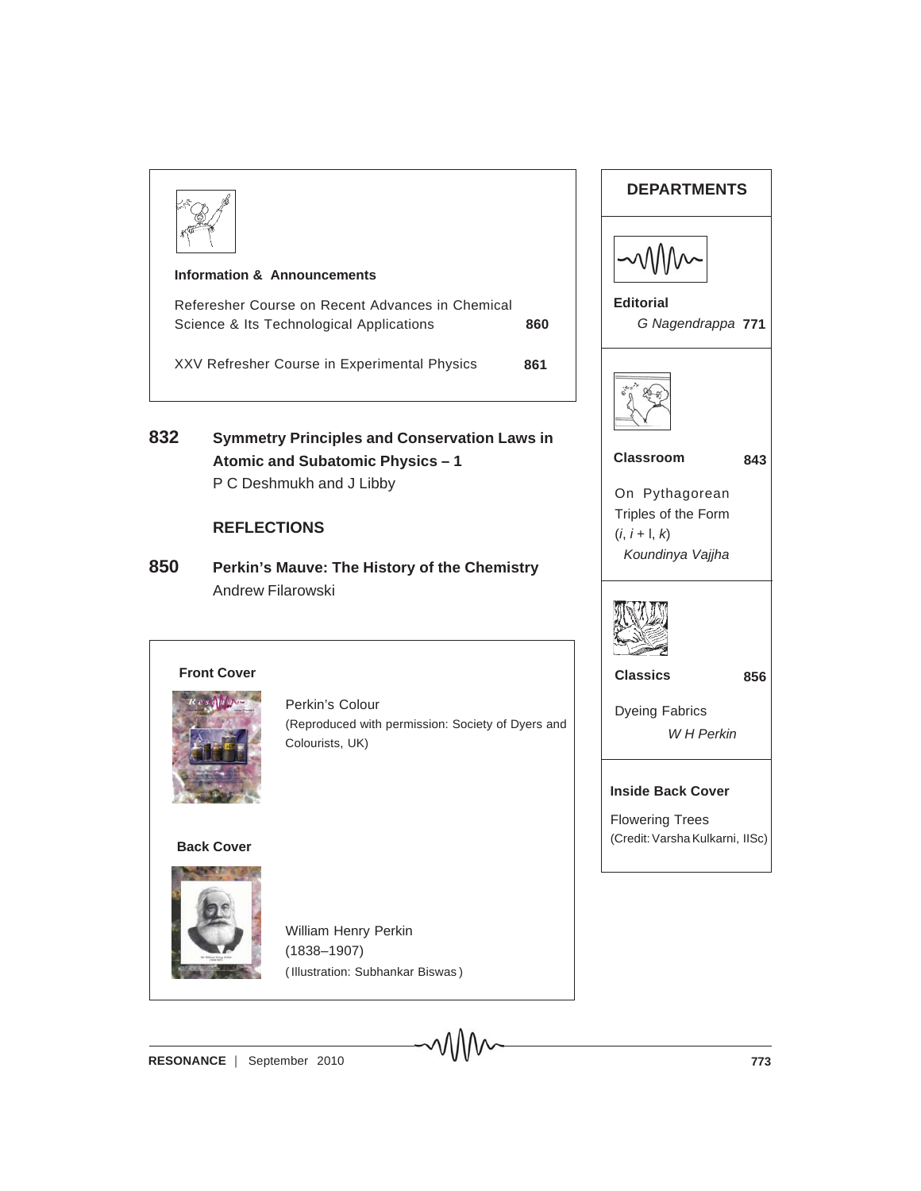**Information & Announcements**

Referesher Course on Recent Advances in Chemical Science & Its Technological Applications **860**

XXV Refresher Course in Experimental Physics **861**

**832** **Symmetry Principles and Conservation Laws in Atomic and Subatomic Physics – 1**
P C Deshmukh and J Libby

## REFLECTIONS

**850** **Perkin's Mauve: The History of the Chemistry**
Andrew Filarowski

**Front Cover**

Perkin's Colour
(Reproduced with permission: Society of Dyers and Colourists, UK)

**Back Cover**

William Henry Perkin
(1838–1907)
(Illustration: Subhankar Biswas)

## DEPARTMENTS

**Editorial**
*G Nagendrappa* **771**

**Classroom** **843**

On Pythagorean Triples of the Form $(i, i + 1, k)$
*Koundinya Vajjha*

**Classics** **856**

Dyeing Fabrics
*W H Perkin*

**Inside Back Cover**

Flowering Trees
(Credit: Varsha Kulkarni, IISc)